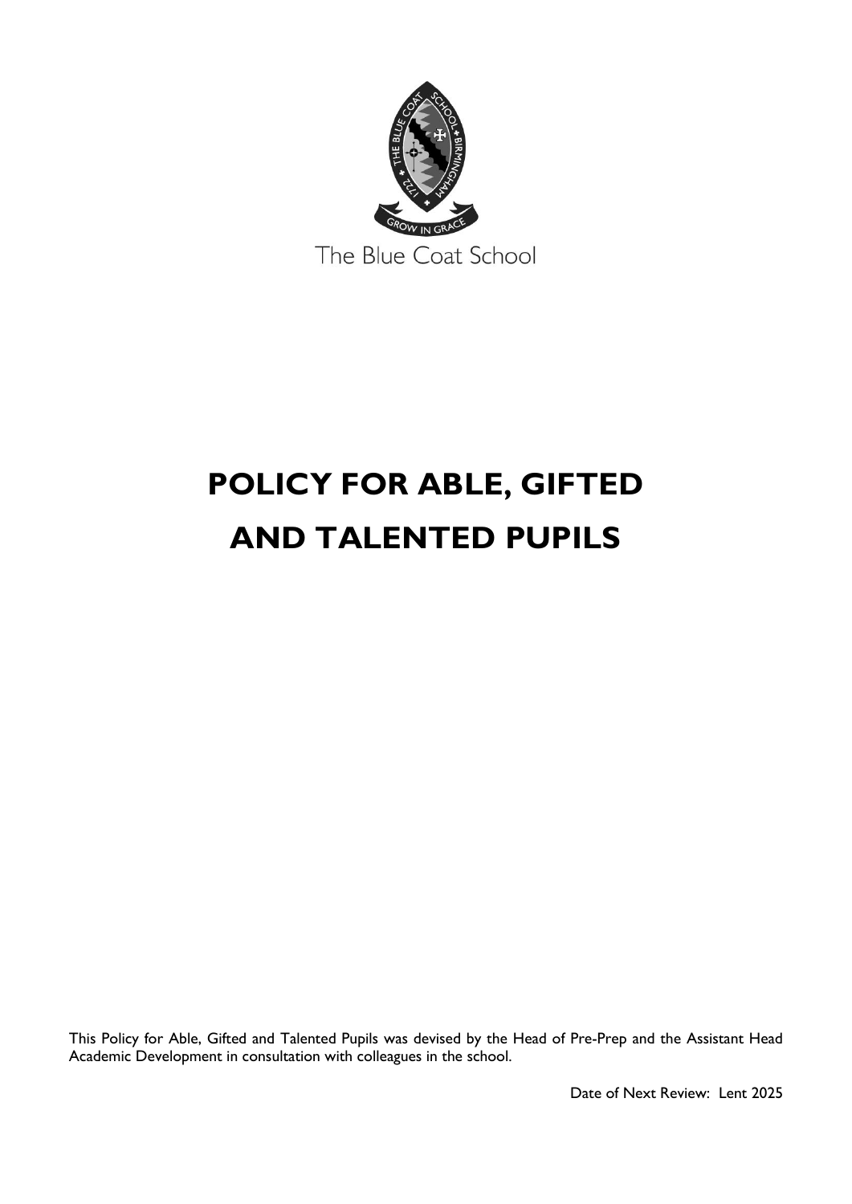The Blue Coat School

# POLICY FOR ABLE, GIFTED AND TALENTED PUPILS

This Policy for Able, Gifted and Talented Pupils was devised by the Head of Pre-Prep and the Assistant Head Academic Development in consultation with colleagues in the school.

Date of Next Review: Lent 2025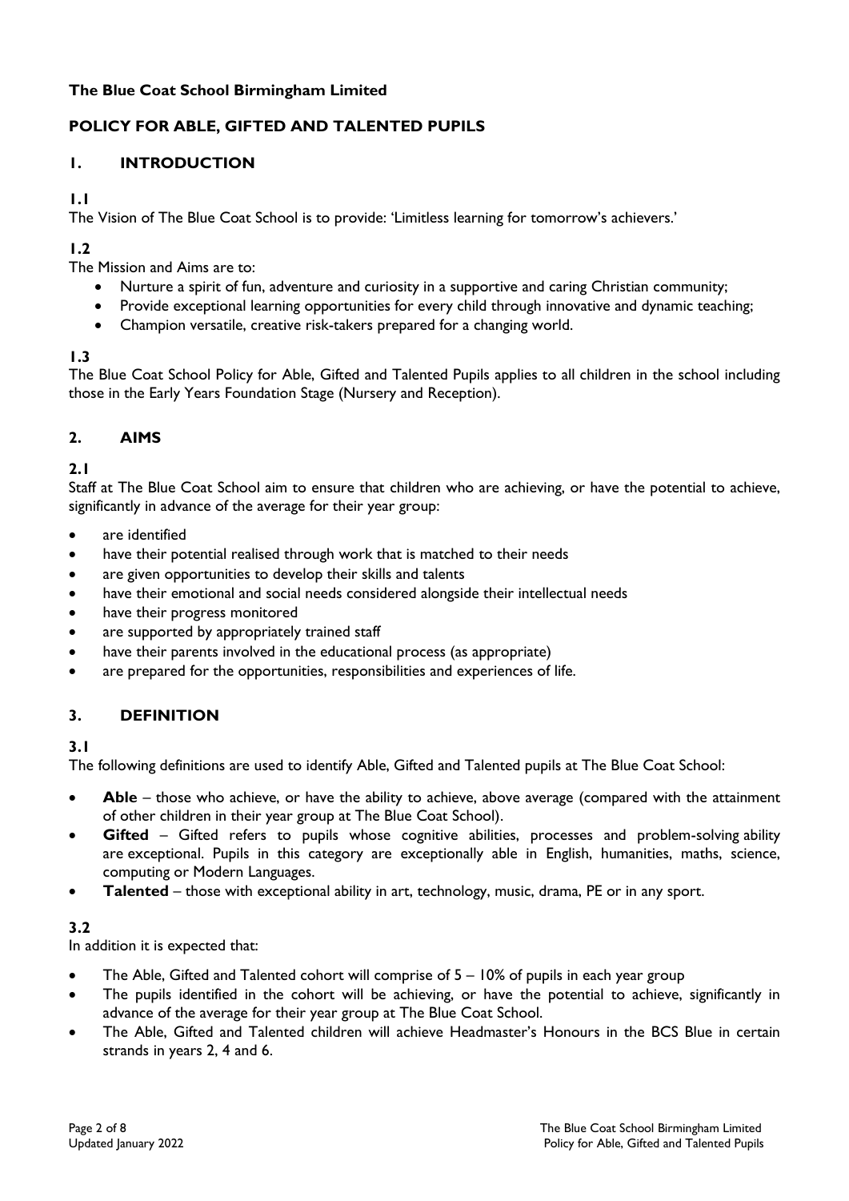**The Blue Coat School Birmingham Limited**

**POLICY FOR ABLE, GIFTED AND TALENTED PUPILS**

## 1. INTRODUCTION

**1.1**

The Vision of The Blue Coat School is to provide: 'Limitless learning for tomorrow's achievers.'

**1.2**

The Mission and Aims are to:

- Nurture a spirit of fun, adventure and curiosity in a supportive and caring Christian community;
- Provide exceptional learning opportunities for every child through innovative and dynamic teaching;
- Champion versatile, creative risk-takers prepared for a changing world.

**1.3**

The Blue Coat School Policy for Able, Gifted and Talented Pupils applies to all children in the school including those in the Early Years Foundation Stage (Nursery and Reception).

## 2. AIMS

**2.1**

Staff at The Blue Coat School aim to ensure that children who are achieving, or have the potential to achieve, significantly in advance of the average for their year group:

- are identified
- have their potential realised through work that is matched to their needs
- are given opportunities to develop their skills and talents
- have their emotional and social needs considered alongside their intellectual needs
- have their progress monitored
- are supported by appropriately trained staff
- have their parents involved in the educational process (as appropriate)
- are prepared for the opportunities, responsibilities and experiences of life.

## 3. DEFINITION

**3.1**

The following definitions are used to identify Able, Gifted and Talented pupils at The Blue Coat School:

- **Able** – those who achieve, or have the ability to achieve, above average (compared with the attainment of other children in their year group at The Blue Coat School).
- **Gifted** – Gifted refers to pupils whose cognitive abilities, processes and problem-solving ability are exceptional. Pupils in this category are exceptionally able in English, humanities, maths, science, computing or Modern Languages.
- **Talented** – those with exceptional ability in art, technology, music, drama, PE or in any sport.

**3.2**

In addition it is expected that:

- The Able, Gifted and Talented cohort will comprise of 5 – 10% of pupils in each year group
- The pupils identified in the cohort will be achieving, or have the potential to achieve, significantly in advance of the average for their year group at The Blue Coat School.
- The Able, Gifted and Talented children will achieve Headmaster's Honours in the BCS Blue in certain strands in years 2, 4 and 6.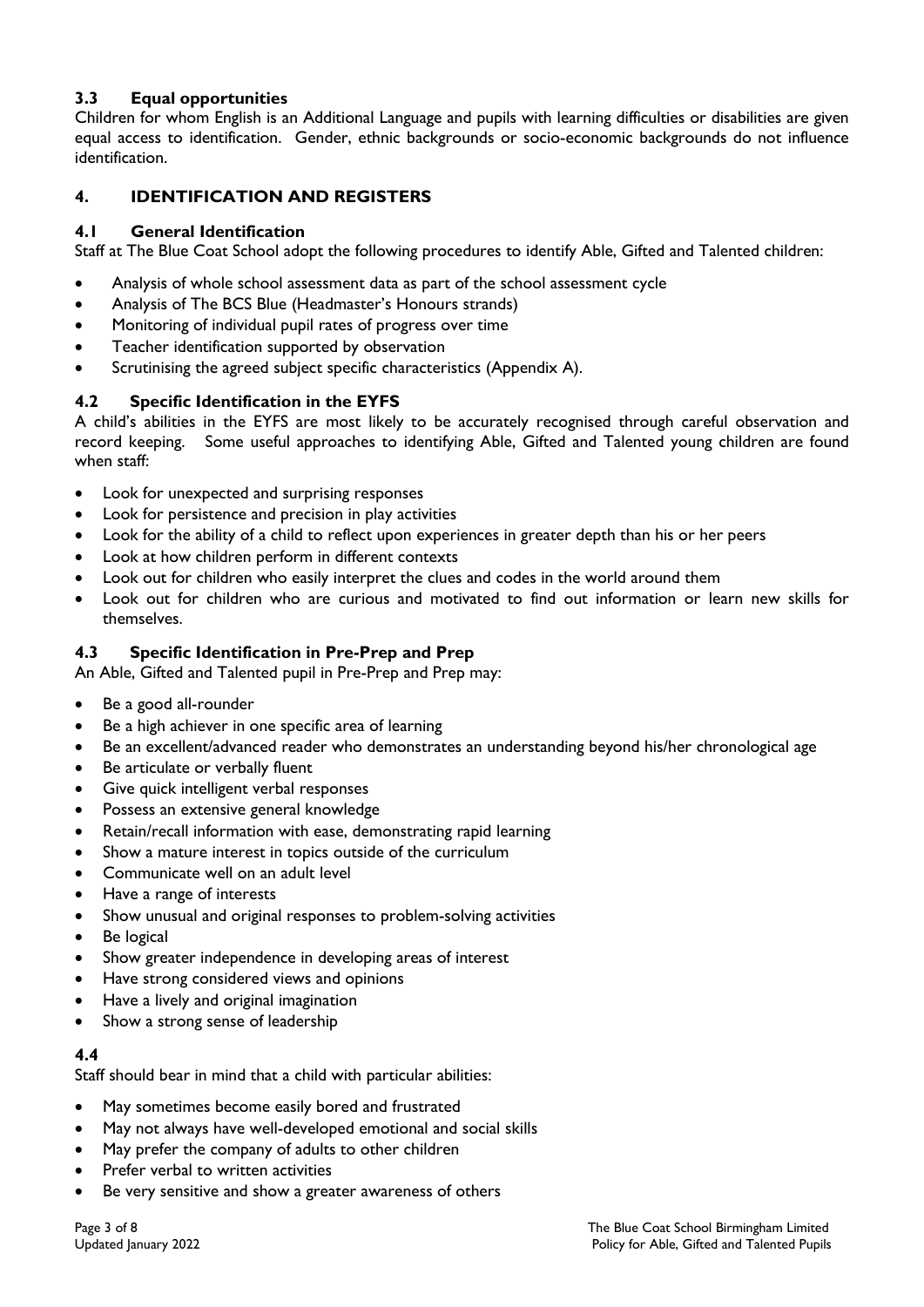### 3.3 Equal opportunities

Children for whom English is an Additional Language and pupils with learning difficulties or disabilities are given equal access to identification. Gender, ethnic backgrounds or socio-economic backgrounds do not influence identification.

## 4. IDENTIFICATION AND REGISTERS

### 4.1 General Identification

Staff at The Blue Coat School adopt the following procedures to identify Able, Gifted and Talented children:

- Analysis of whole school assessment data as part of the school assessment cycle
- Analysis of The BCS Blue (Headmaster's Honours strands)
- Monitoring of individual pupil rates of progress over time
- Teacher identification supported by observation
- Scrutinising the agreed subject specific characteristics (Appendix A).

### 4.2 Specific Identification in the EYFS

A child's abilities in the EYFS are most likely to be accurately recognised through careful observation and record keeping. Some useful approaches to identifying Able, Gifted and Talented young children are found when staff:

- Look for unexpected and surprising responses
- Look for persistence and precision in play activities
- Look for the ability of a child to reflect upon experiences in greater depth than his or her peers
- Look at how children perform in different contexts
- Look out for children who easily interpret the clues and codes in the world around them
- Look out for children who are curious and motivated to find out information or learn new skills for themselves.

### 4.3 Specific Identification in Pre-Prep and Prep

An Able, Gifted and Talented pupil in Pre-Prep and Prep may:

- Be a good all-rounder
- Be a high achiever in one specific area of learning
- Be an excellent/advanced reader who demonstrates an understanding beyond his/her chronological age
- Be articulate or verbally fluent
- Give quick intelligent verbal responses
- Possess an extensive general knowledge
- Retain/recall information with ease, demonstrating rapid learning
- Show a mature interest in topics outside of the curriculum
- Communicate well on an adult level
- Have a range of interests
- Show unusual and original responses to problem-solving activities
- Be logical
- Show greater independence in developing areas of interest
- Have strong considered views and opinions
- Have a lively and original imagination
- Show a strong sense of leadership

### 4.4

Staff should bear in mind that a child with particular abilities:

- May sometimes become easily bored and frustrated
- May not always have well-developed emotional and social skills
- May prefer the company of adults to other children
- Prefer verbal to written activities
- Be very sensitive and show a greater awareness of others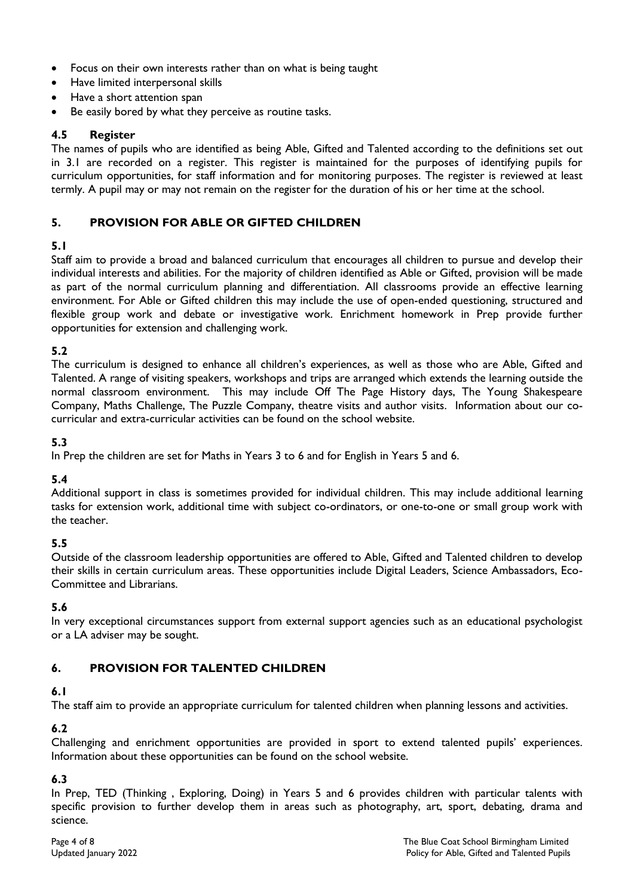- Focus on their own interests rather than on what is being taught
- Have limited interpersonal skills
- Have a short attention span
- Be easily bored by what they perceive as routine tasks.

### 4.5 Register

The names of pupils who are identified as being Able, Gifted and Talented according to the definitions set out in 3.1 are recorded on a register. This register is maintained for the purposes of identifying pupils for curriculum opportunities, for staff information and for monitoring purposes. The register is reviewed at least termly. A pupil may or may not remain on the register for the duration of his or her time at the school.

## 5. PROVISION FOR ABLE OR GIFTED CHILDREN

### 5.1

Staff aim to provide a broad and balanced curriculum that encourages all children to pursue and develop their individual interests and abilities. For the majority of children identified as Able or Gifted, provision will be made as part of the normal curriculum planning and differentiation. All classrooms provide an effective learning environment. For Able or Gifted children this may include the use of open-ended questioning, structured and flexible group work and debate or investigative work. Enrichment homework in Prep provide further opportunities for extension and challenging work.

### 5.2

The curriculum is designed to enhance all children's experiences, as well as those who are Able, Gifted and Talented. A range of visiting speakers, workshops and trips are arranged which extends the learning outside the normal classroom environment. This may include Off The Page History days, The Young Shakespeare Company, Maths Challenge, The Puzzle Company, theatre visits and author visits. Information about our co-curricular and extra-curricular activities can be found on the school website.

### 5.3

In Prep the children are set for Maths in Years 3 to 6 and for English in Years 5 and 6.

### 5.4

Additional support in class is sometimes provided for individual children. This may include additional learning tasks for extension work, additional time with subject co-ordinators, or one-to-one or small group work with the teacher.

### 5.5

Outside of the classroom leadership opportunities are offered to Able, Gifted and Talented children to develop their skills in certain curriculum areas. These opportunities include Digital Leaders, Science Ambassadors, Eco-Committee and Librarians.

### 5.6

In very exceptional circumstances support from external support agencies such as an educational psychologist or a LA adviser may be sought.

## 6. PROVISION FOR TALENTED CHILDREN

### 6.1

The staff aim to provide an appropriate curriculum for talented children when planning lessons and activities.

### 6.2

Challenging and enrichment opportunities are provided in sport to extend talented pupils' experiences. Information about these opportunities can be found on the school website.

### 6.3

In Prep, TED (Thinking , Exploring, Doing) in Years 5 and 6 provides children with particular talents with specific provision to further develop them in areas such as photography, art, sport, debating, drama and science.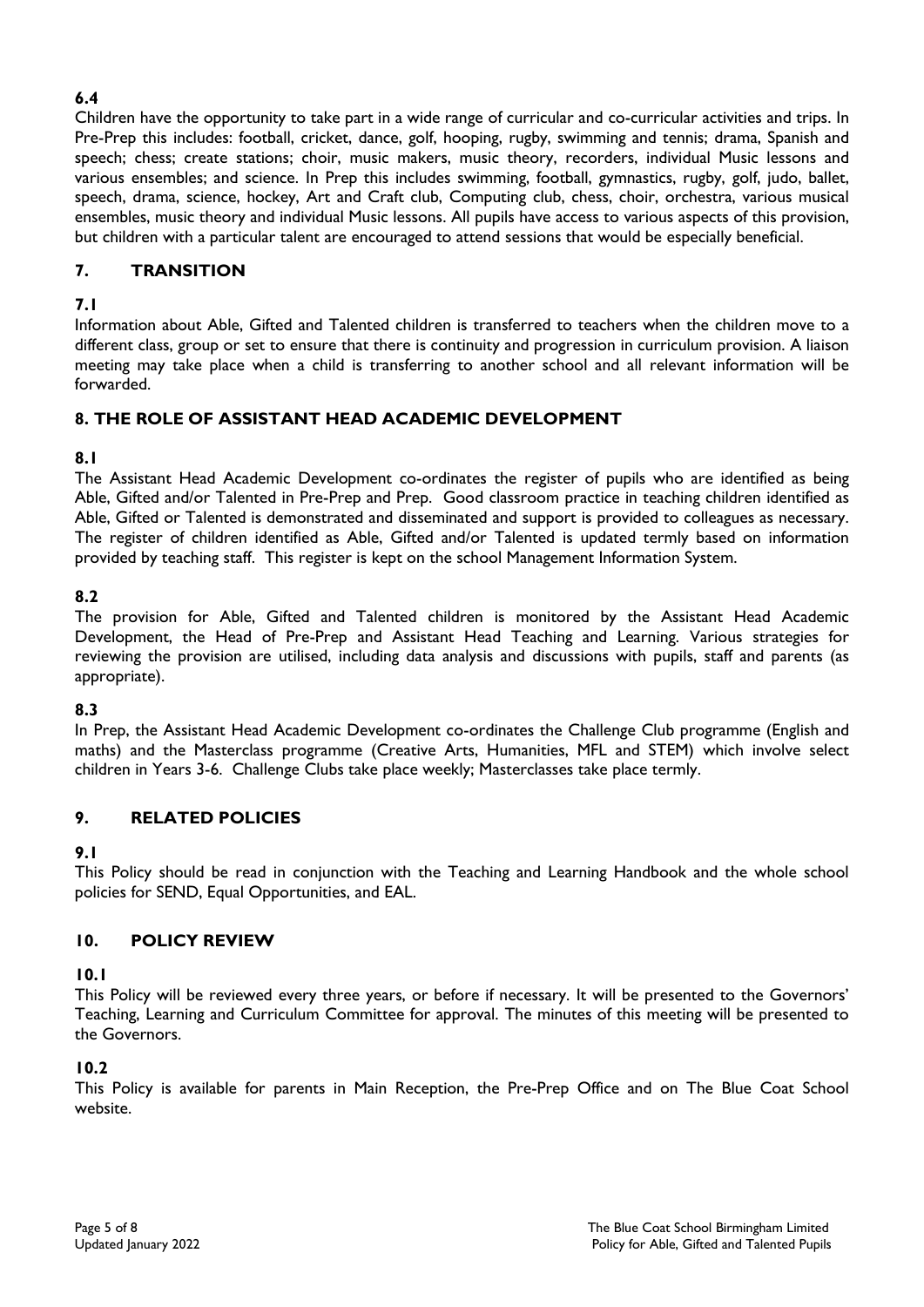**6.4**

Children have the opportunity to take part in a wide range of curricular and co-curricular activities and trips. In Pre-Prep this includes: football, cricket, dance, golf, hooping, rugby, swimming and tennis; drama, Spanish and speech; chess; create stations; choir, music makers, music theory, recorders, individual Music lessons and various ensembles; and science. In Prep this includes swimming, football, gymnastics, rugby, golf, judo, ballet, speech, drama, science, hockey, Art and Craft club, Computing club, chess, choir, orchestra, various musical ensembles, music theory and individual Music lessons. All pupils have access to various aspects of this provision, but children with a particular talent are encouraged to attend sessions that would be especially beneficial.

## 7. TRANSITION

**7.1**

Information about Able, Gifted and Talented children is transferred to teachers when the children move to a different class, group or set to ensure that there is continuity and progression in curriculum provision. A liaison meeting may take place when a child is transferring to another school and all relevant information will be forwarded.

## 8. THE ROLE OF ASSISTANT HEAD ACADEMIC DEVELOPMENT

**8.1**

The Assistant Head Academic Development co-ordinates the register of pupils who are identified as being Able, Gifted and/or Talented in Pre-Prep and Prep. Good classroom practice in teaching children identified as Able, Gifted or Talented is demonstrated and disseminated and support is provided to colleagues as necessary. The register of children identified as Able, Gifted and/or Talented is updated termly based on information provided by teaching staff. This register is kept on the school Management Information System.

**8.2**

The provision for Able, Gifted and Talented children is monitored by the Assistant Head Academic Development, the Head of Pre-Prep and Assistant Head Teaching and Learning. Various strategies for reviewing the provision are utilised, including data analysis and discussions with pupils, staff and parents (as appropriate).

**8.3**

In Prep, the Assistant Head Academic Development co-ordinates the Challenge Club programme (English and maths) and the Masterclass programme (Creative Arts, Humanities, MFL and STEM) which involve select children in Years 3-6. Challenge Clubs take place weekly; Masterclasses take place termly.

## 9. RELATED POLICIES

**9.1**

This Policy should be read in conjunction with the Teaching and Learning Handbook and the whole school policies for SEND, Equal Opportunities, and EAL.

## 10. POLICY REVIEW

**10.1**

This Policy will be reviewed every three years, or before if necessary. It will be presented to the Governors' Teaching, Learning and Curriculum Committee for approval. The minutes of this meeting will be presented to the Governors.

**10.2**

This Policy is available for parents in Main Reception, the Pre-Prep Office and on The Blue Coat School website.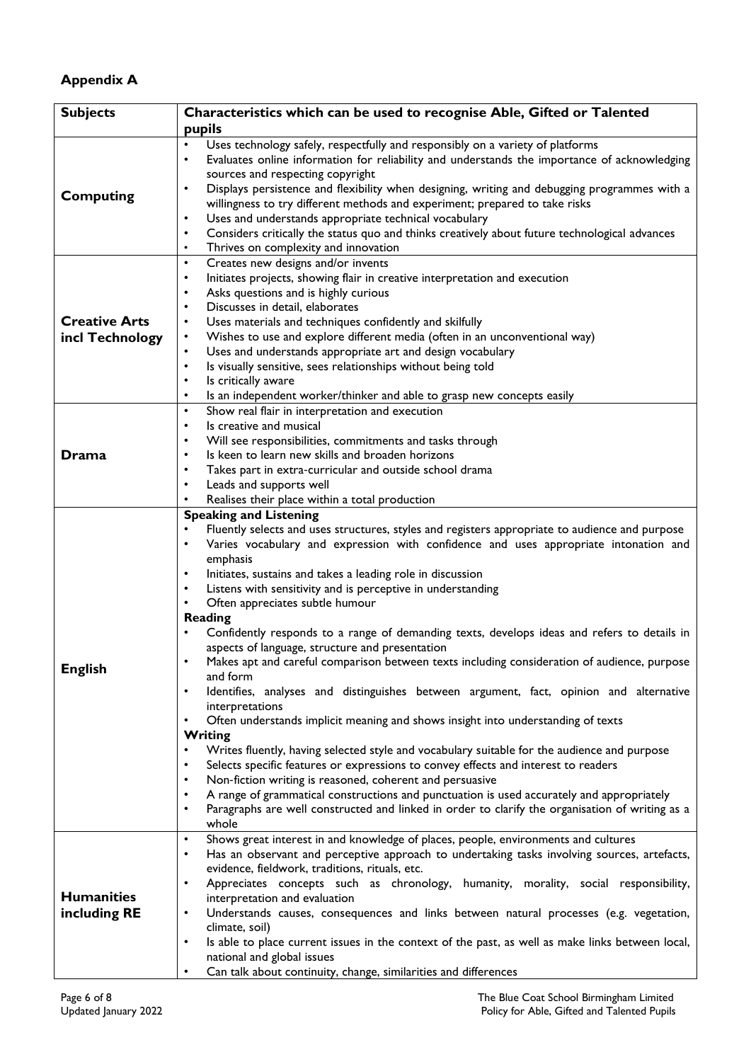## Appendix A

| Subjects | Characteristics which can be used to recognise Able, Gifted or Talented pupils |
|---|---|
| **Computing** | • Uses technology safely, respectfully and responsibly on a variety of platforms<br>• Evaluates online information for reliability and understands the importance of acknowledging sources and respecting copyright<br>• Displays persistence and flexibility when designing, writing and debugging programmes with a willingness to try different methods and experiment; prepared to take risks<br>• Uses and understands appropriate technical vocabulary<br>• Considers critically the status quo and thinks creatively about future technological advances<br>• Thrives on complexity and innovation |
| **Creative Arts incl Technology** | • Creates new designs and/or invents<br>• Initiates projects, showing flair in creative interpretation and execution<br>• Asks questions and is highly curious<br>• Discusses in detail, elaborates<br>• Uses materials and techniques confidently and skilfully<br>• Wishes to use and explore different media (often in an unconventional way)<br>• Uses and understands appropriate art and design vocabulary<br>• Is visually sensitive, sees relationships without being told<br>• Is critically aware<br>• Is an independent worker/thinker and able to grasp new concepts easily |
| **Drama** | • Show real flair in interpretation and execution<br>• Is creative and musical<br>• Will see responsibilities, commitments and tasks through<br>• Is keen to learn new skills and broaden horizons<br>• Takes part in extra-curricular and outside school drama<br>• Leads and supports well<br>• Realises their place within a total production |
| **English** | **Speaking and Listening**<br>• Fluently selects and uses structures, styles and registers appropriate to audience and purpose<br>• Varies vocabulary and expression with confidence and uses appropriate intonation and emphasis<br>• Initiates, sustains and takes a leading role in discussion<br>• Listens with sensitivity and is perceptive in understanding<br>• Often appreciates subtle humour<br>**Reading**<br>• Confidently responds to a range of demanding texts, develops ideas and refers to details in aspects of language, structure and presentation<br>• Makes apt and careful comparison between texts including consideration of audience, purpose and form<br>• Identifies, analyses and distinguishes between argument, fact, opinion and alternative interpretations<br>• Often understands implicit meaning and shows insight into understanding of texts<br>**Writing**<br>• Writes fluently, having selected style and vocabulary suitable for the audience and purpose<br>• Selects specific features or expressions to convey effects and interest to readers<br>• Non-fiction writing is reasoned, coherent and persuasive<br>• A range of grammatical constructions and punctuation is used accurately and appropriately<br>• Paragraphs are well constructed and linked in order to clarify the organisation of writing as a whole |
| **Humanities including RE** | • Shows great interest in and knowledge of places, people, environments and cultures<br>• Has an observant and perceptive approach to undertaking tasks involving sources, artefacts, evidence, fieldwork, traditions, rituals, etc.<br>• Appreciates concepts such as chronology, humanity, morality, social responsibility, interpretation and evaluation<br>• Understands causes, consequences and links between natural processes (e.g. vegetation, climate, soil)<br>• Is able to place current issues in the context of the past, as well as make links between local, national and global issues<br>• Can talk about continuity, change, similarities and differences |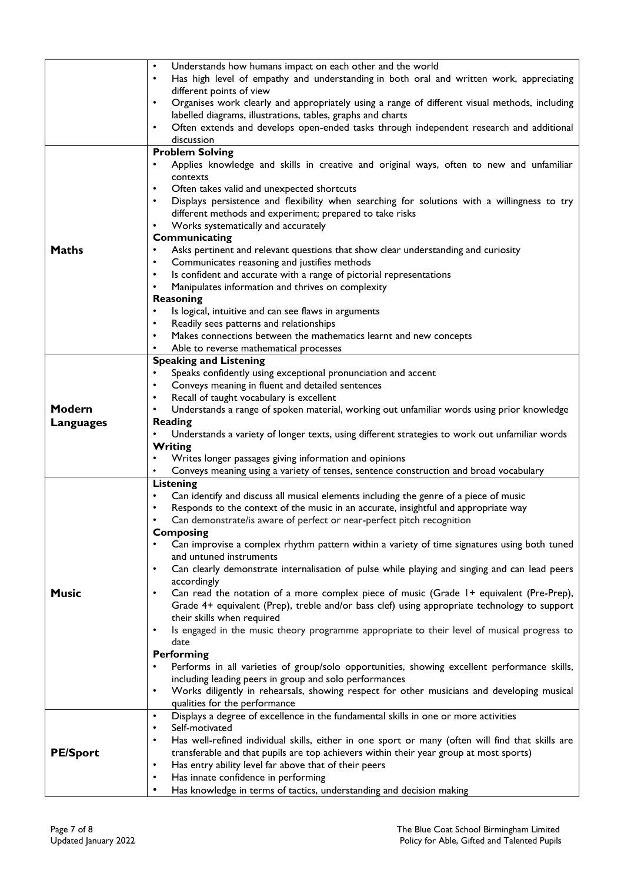| | |
|---|---|
| | • Understands how humans impact on each other and the world<br>• Has high level of empathy and understanding in both oral and written work, appreciating different points of view<br>• Organises work clearly and appropriately using a range of different visual methods, including labelled diagrams, illustrations, tables, graphs and charts<br>• Often extends and develops open-ended tasks through independent research and additional discussion |
| **Maths** | **Problem Solving**<br>• Applies knowledge and skills in creative and original ways, often to new and unfamiliar contexts<br>• Often takes valid and unexpected shortcuts<br>• Displays persistence and flexibility when searching for solutions with a willingness to try different methods and experiment; prepared to take risks<br>• Works systematically and accurately<br>**Communicating**<br>• Asks pertinent and relevant questions that show clear understanding and curiosity<br>• Communicates reasoning and justifies methods<br>• Is confident and accurate with a range of pictorial representations<br>• Manipulates information and thrives on complexity<br>**Reasoning**<br>• Is logical, intuitive and can see flaws in arguments<br>• Readily sees patterns and relationships<br>• Makes connections between the mathematics learnt and new concepts<br>• Able to reverse mathematical processes |
| **Modern Languages** | **Speaking and Listening**<br>• Speaks confidently using exceptional pronunciation and accent<br>• Conveys meaning in fluent and detailed sentences<br>• Recall of taught vocabulary is excellent<br>• Understands a range of spoken material, working out unfamiliar words using prior knowledge<br>**Reading**<br>• Understands a variety of longer texts, using different strategies to work out unfamiliar words<br>**Writing**<br>• Writes longer passages giving information and opinions<br>• Conveys meaning using a variety of tenses, sentence construction and broad vocabulary |
| **Music** | **Listening**<br>• Can identify and discuss all musical elements including the genre of a piece of music<br>• Responds to the context of the music in an accurate, insightful and appropriate way<br>• Can demonstrate/is aware of perfect or near-perfect pitch recognition<br>**Composing**<br>• Can improvise a complex rhythm pattern within a variety of time signatures using both tuned and untuned instruments<br>• Can clearly demonstrate internalisation of pulse while playing and singing and can lead peers accordingly<br>• Can read the notation of a more complex piece of music (Grade 1+ equivalent (Pre-Prep), Grade 4+ equivalent (Prep), treble and/or bass clef) using appropriate technology to support their skills when required<br>• Is engaged in the music theory programme appropriate to their level of musical progress to date<br>**Performing**<br>• Performs in all varieties of group/solo opportunities, showing excellent performance skills, including leading peers in group and solo performances<br>• Works diligently in rehearsals, showing respect for other musicians and developing musical qualities for the performance |
| **PE/Sport** | • Displays a degree of excellence in the fundamental skills in one or more activities<br>• Self-motivated<br>• Has well-refined individual skills, either in one sport or many (often will find that skills are transferable and that pupils are top achievers within their year group at most sports)<br>• Has entry ability level far above that of their peers<br>• Has innate confidence in performing<br>• Has knowledge in terms of tactics, understanding and decision making |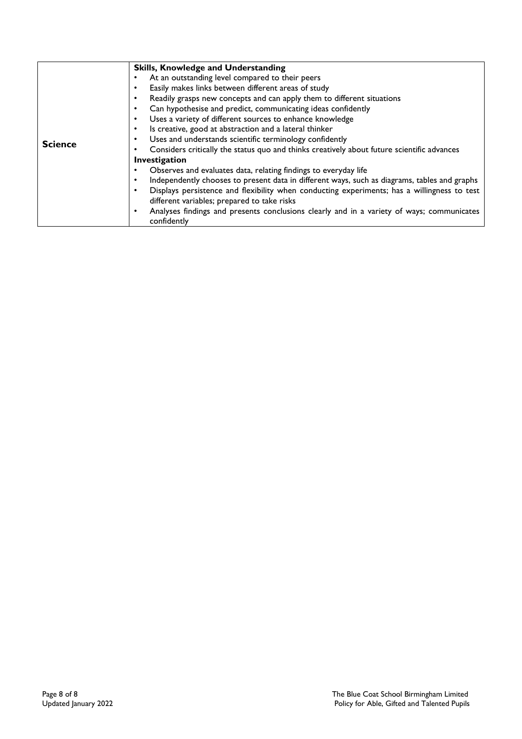| | |
|---|---|
| **Science** | **Skills, Knowledge and Understanding**<br>• At an outstanding level compared to their peers<br>• Easily makes links between different areas of study<br>• Readily grasps new concepts and can apply them to different situations<br>• Can hypothesise and predict, communicating ideas confidently<br>• Uses a variety of different sources to enhance knowledge<br>• Is creative, good at abstraction and a lateral thinker<br>• Uses and understands scientific terminology confidently<br>• Considers critically the status quo and thinks creatively about future scientific advances<br>**Investigation**<br>• Observes and evaluates data, relating findings to everyday life<br>• Independently chooses to present data in different ways, such as diagrams, tables and graphs<br>• Displays persistence and flexibility when conducting experiments; has a willingness to test different variables; prepared to take risks<br>• Analyses findings and presents conclusions clearly and in a variety of ways; communicates confidently |